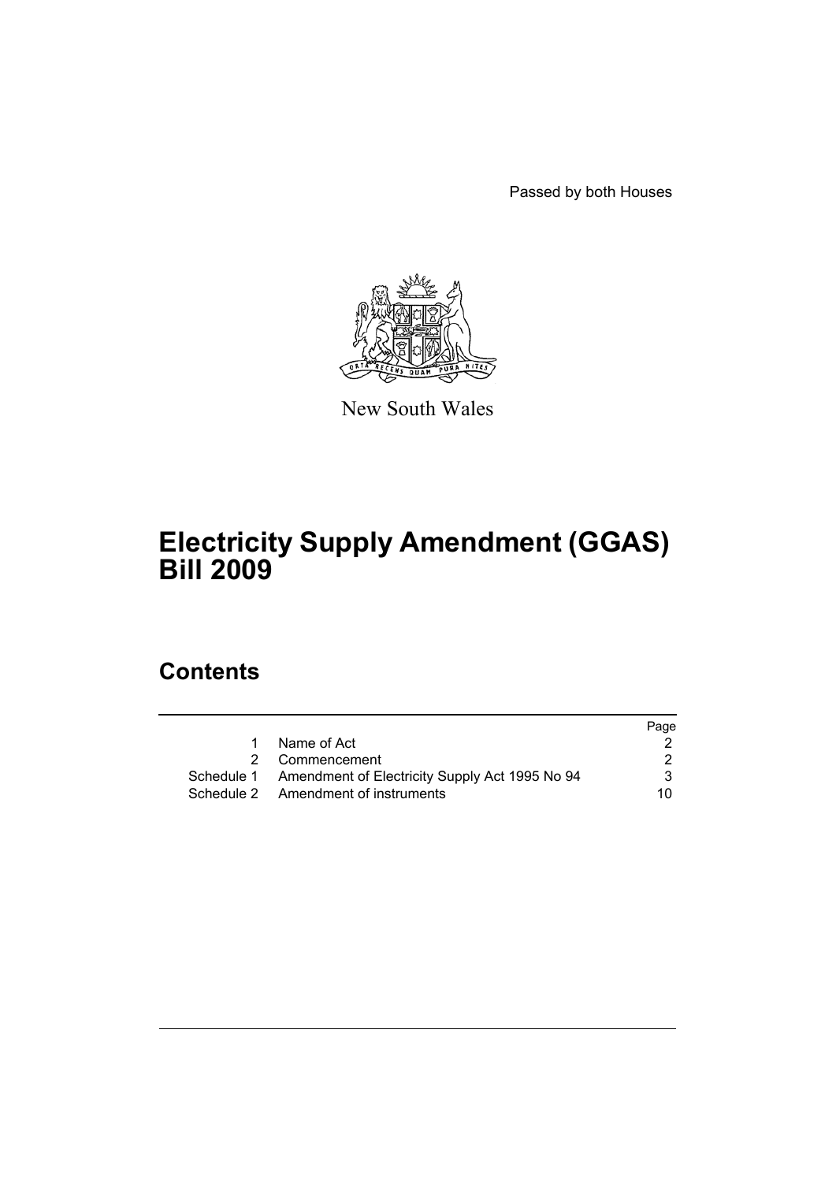Passed by both Houses

New South Wales

# Electricity Supply Amendment (GGAS) Bill 2009

## Contents

| | | Page |
|---|---|---|
| 1 | Name of Act | 2 |
| 2 | Commencement | 2 |
| Schedule 1 | Amendment of Electricity Supply Act 1995 No 94 | 3 |
| Schedule 2 | Amendment of instruments | 10 |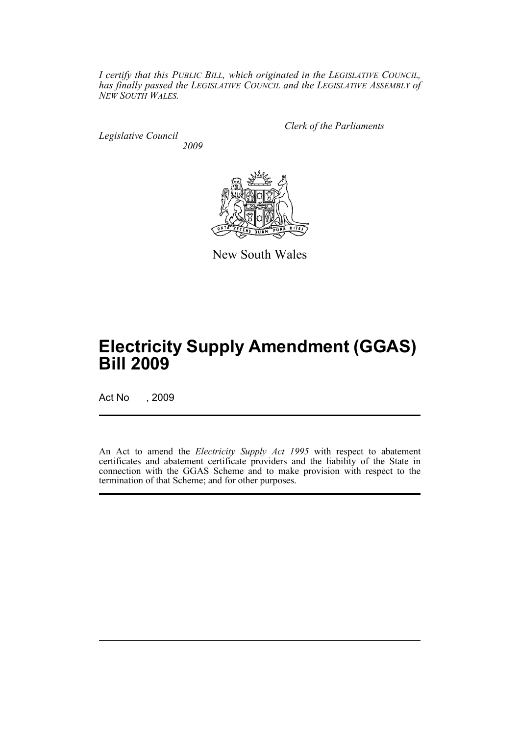*I certify that this PUBLIC BILL, which originated in the LEGISLATIVE COUNCIL, has finally passed the LEGISLATIVE COUNCIL and the LEGISLATIVE ASSEMBLY of NEW SOUTH WALES.*

*Clerk of the Parliaments*

*Legislative Council*
*2009*

New South Wales

# Electricity Supply Amendment (GGAS) Bill 2009

Act No , 2009

An Act to amend the *Electricity Supply Act 1995* with respect to abatement certificates and abatement certificate providers and the liability of the State in connection with the GGAS Scheme and to make provision with respect to the termination of that Scheme; and for other purposes.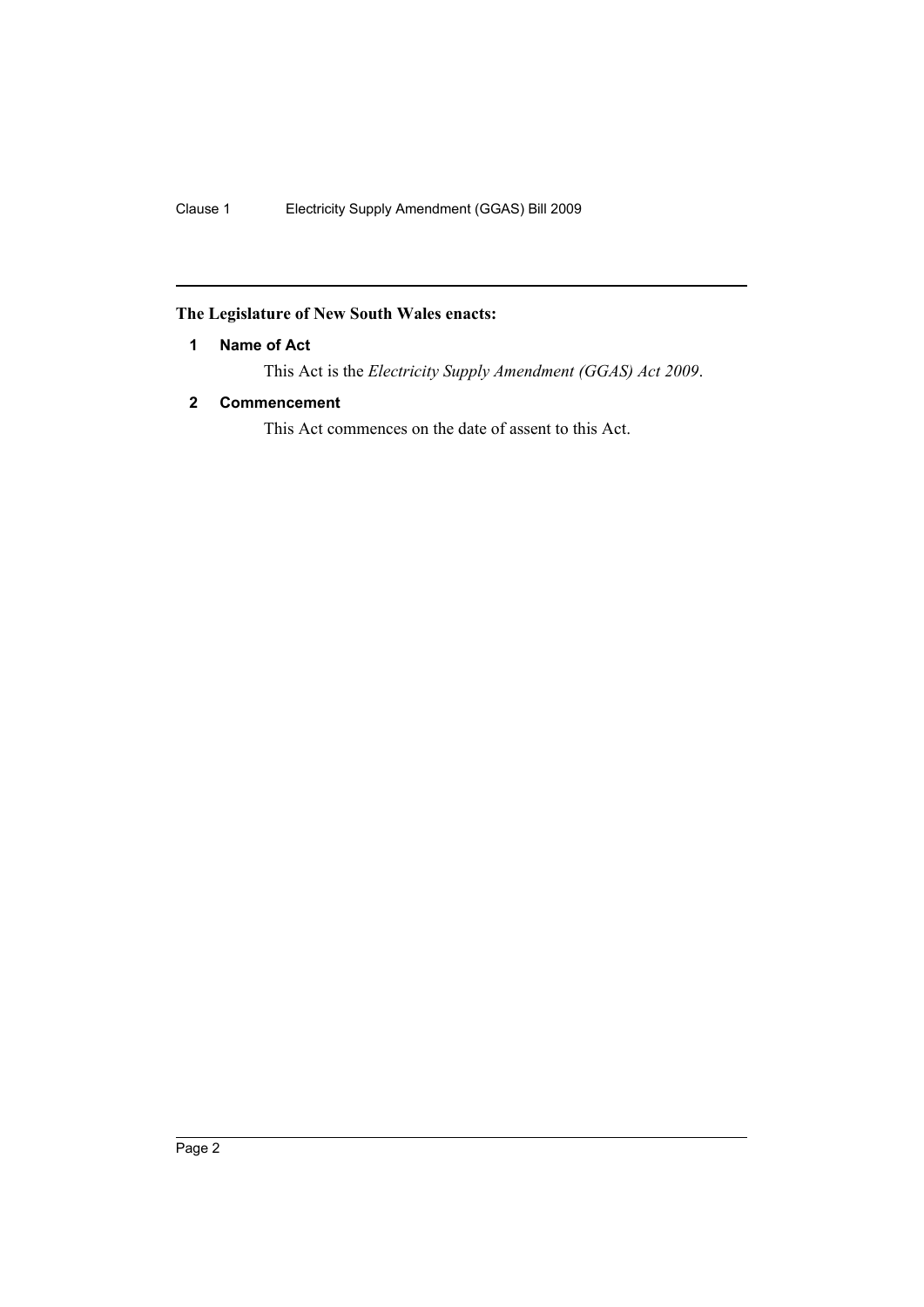**The Legislature of New South Wales enacts:**

**1 Name of Act**

This Act is the *Electricity Supply Amendment (GGAS) Act 2009*.

**2 Commencement**

This Act commences on the date of assent to this Act.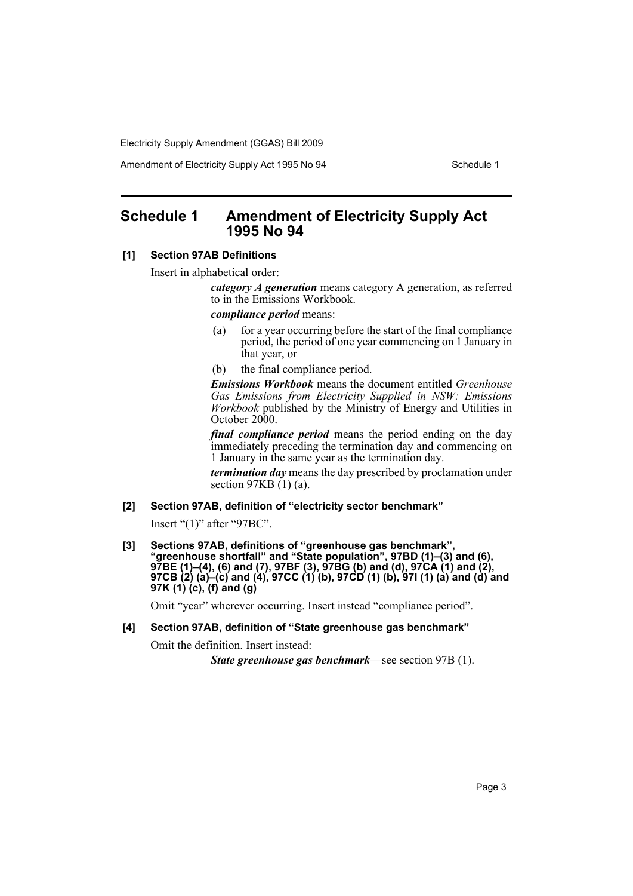# Schedule 1 Amendment of Electricity Supply Act 1995 No 94

**[1] Section 97AB Definitions**

Insert in alphabetical order:

> ***category A generation*** means category A generation, as referred to in the Emissions Workbook.
>
> ***compliance period*** means:
>
> (a) for a year occurring before the start of the final compliance period, the period of one year commencing on 1 January in that year, or
>
> (b) the final compliance period.
>
> ***Emissions Workbook*** means the document entitled *Greenhouse Gas Emissions from Electricity Supplied in NSW: Emissions Workbook* published by the Ministry of Energy and Utilities in October 2000.
>
> ***final compliance period*** means the period ending on the day immediately preceding the termination day and commencing on 1 January in the same year as the termination day.
>
> ***termination day*** means the day prescribed by proclamation under section 97KB (1) (a).

**[2] Section 97AB, definition of "electricity sector benchmark"**

Insert "(1)" after "97BC".

**[3] Sections 97AB, definitions of "greenhouse gas benchmark", "greenhouse shortfall" and "State population", 97BD (1)–(3) and (6), 97BE (1)–(4), (6) and (7), 97BF (3), 97BG (b) and (d), 97CA (1) and (2), 97CB (2) (a)–(c) and (4), 97CC (1) (b), 97CD (1) (b), 97I (1) (a) and (d) and 97K (1) (c), (f) and (g)**

Omit "year" wherever occurring. Insert instead "compliance period".

**[4] Section 97AB, definition of "State greenhouse gas benchmark"**

Omit the definition. Insert instead:

> ***State greenhouse gas benchmark***—see section 97B (1).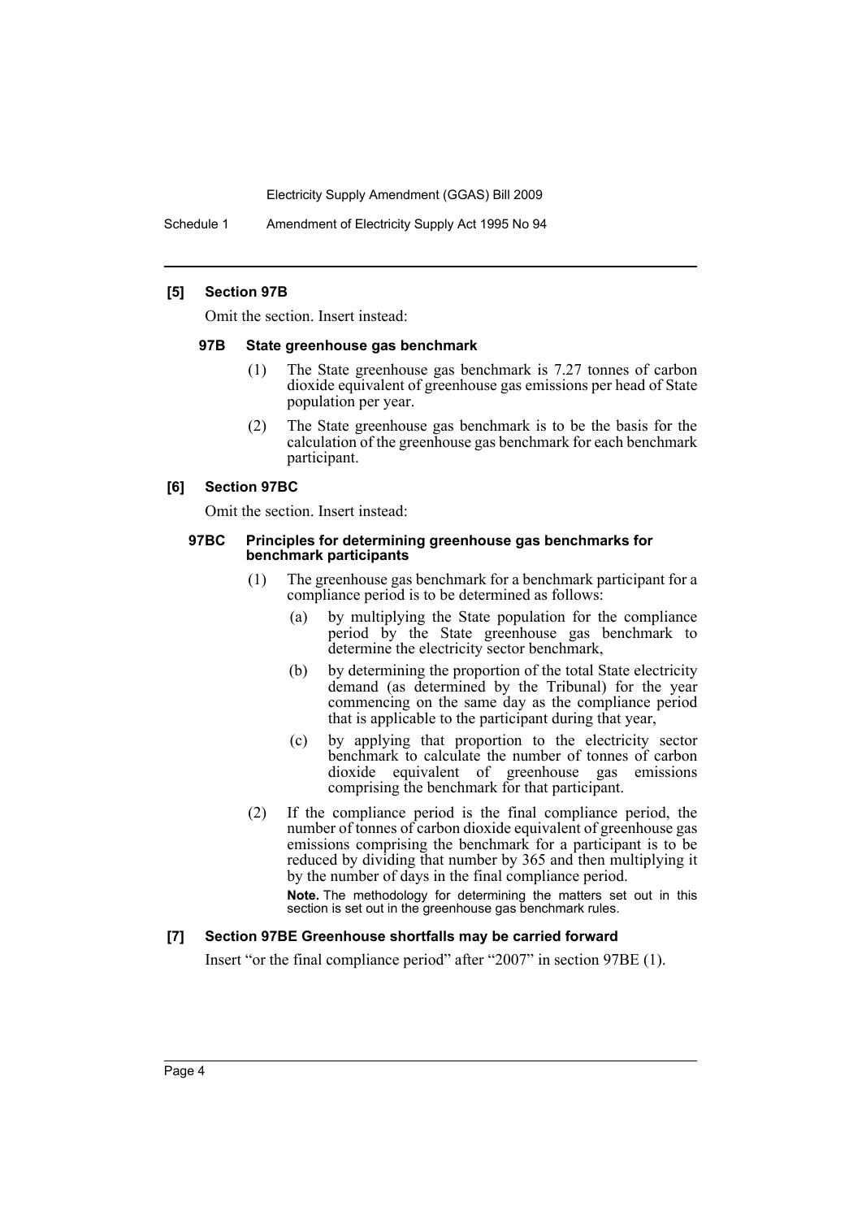### [5] Section 97B

Omit the section. Insert instead:

#### 97B State greenhouse gas benchmark

(1) The State greenhouse gas benchmark is 7.27 tonnes of carbon dioxide equivalent of greenhouse gas emissions per head of State population per year.

(2) The State greenhouse gas benchmark is to be the basis for the calculation of the greenhouse gas benchmark for each benchmark participant.

### [6] Section 97BC

Omit the section. Insert instead:

#### 97BC Principles for determining greenhouse gas benchmarks for benchmark participants

(1) The greenhouse gas benchmark for a benchmark participant for a compliance period is to be determined as follows:

- (a) by multiplying the State population for the compliance period by the State greenhouse gas benchmark to determine the electricity sector benchmark,
- (b) by determining the proportion of the total State electricity demand (as determined by the Tribunal) for the year commencing on the same day as the compliance period that is applicable to the participant during that year,
- (c) by applying that proportion to the electricity sector benchmark to calculate the number of tonnes of carbon dioxide equivalent of greenhouse gas emissions comprising the benchmark for that participant.

(2) If the compliance period is the final compliance period, the number of tonnes of carbon dioxide equivalent of greenhouse gas emissions comprising the benchmark for a participant is to be reduced by dividing that number by 365 and then multiplying it by the number of days in the final compliance period.

**Note.** The methodology for determining the matters set out in this section is set out in the greenhouse gas benchmark rules.

### [7] Section 97BE Greenhouse shortfalls may be carried forward

Insert "or the final compliance period" after "2007" in section 97BE (1).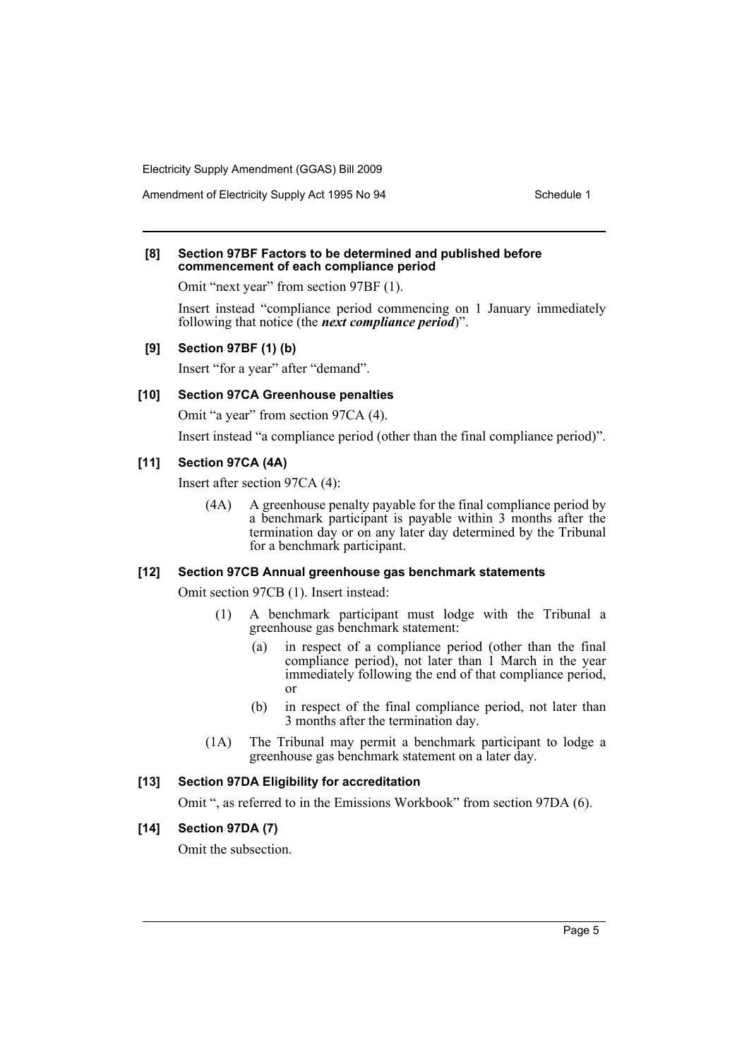#### [8] Section 97BF Factors to be determined and published before commencement of each compliance period

Omit "next year" from section 97BF (1).

Insert instead "compliance period commencing on 1 January immediately following that notice (the ***next compliance period***)".

#### [9] Section 97BF (1) (b)

Insert "for a year" after "demand".

#### [10] Section 97CA Greenhouse penalties

Omit "a year" from section 97CA (4).

Insert instead "a compliance period (other than the final compliance period)".

#### [11] Section 97CA (4A)

Insert after section 97CA (4):

> (4A) A greenhouse penalty payable for the final compliance period by a benchmark participant is payable within 3 months after the termination day or on any later day determined by the Tribunal for a benchmark participant.

#### [12] Section 97CB Annual greenhouse gas benchmark statements

Omit section 97CB (1). Insert instead:

> (1) A benchmark participant must lodge with the Tribunal a greenhouse gas benchmark statement:
>
> (a) in respect of a compliance period (other than the final compliance period), not later than 1 March in the year immediately following the end of that compliance period, or
>
> (b) in respect of the final compliance period, not later than 3 months after the termination day.
>
> (1A) The Tribunal may permit a benchmark participant to lodge a greenhouse gas benchmark statement on a later day.

#### [13] Section 97DA Eligibility for accreditation

Omit ", as referred to in the Emissions Workbook" from section 97DA (6).

#### [14] Section 97DA (7)

Omit the subsection.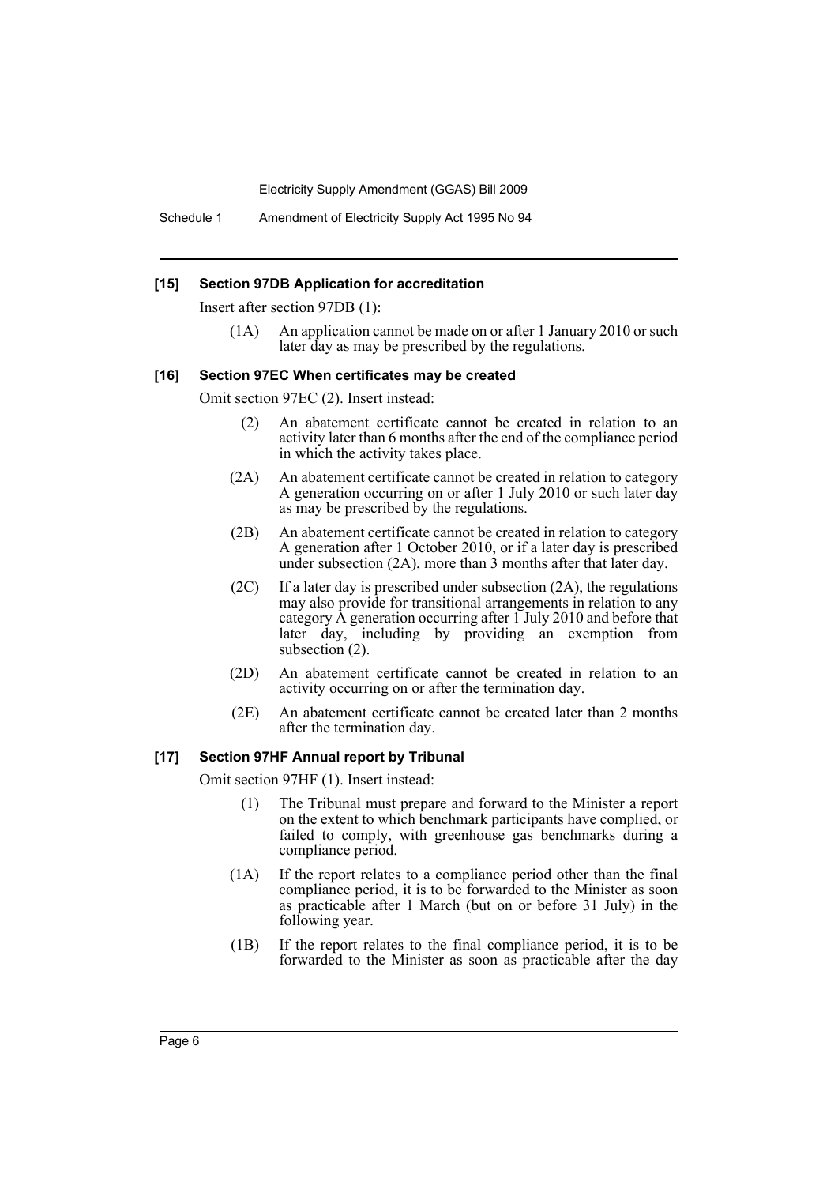### [15] Section 97DB Application for accreditation

Insert after section 97DB (1):

(1A) An application cannot be made on or after 1 January 2010 or such later day as may be prescribed by the regulations.

### [16] Section 97EC When certificates may be created

Omit section 97EC (2). Insert instead:

(2) An abatement certificate cannot be created in relation to an activity later than 6 months after the end of the compliance period in which the activity takes place.

(2A) An abatement certificate cannot be created in relation to category A generation occurring on or after 1 July 2010 or such later day as may be prescribed by the regulations.

(2B) An abatement certificate cannot be created in relation to category A generation after 1 October 2010, or if a later day is prescribed under subsection (2A), more than 3 months after that later day.

(2C) If a later day is prescribed under subsection (2A), the regulations may also provide for transitional arrangements in relation to any category A generation occurring after 1 July 2010 and before that later day, including by providing an exemption from subsection (2).

(2D) An abatement certificate cannot be created in relation to an activity occurring on or after the termination day.

(2E) An abatement certificate cannot be created later than 2 months after the termination day.

### [17] Section 97HF Annual report by Tribunal

Omit section 97HF (1). Insert instead:

(1) The Tribunal must prepare and forward to the Minister a report on the extent to which benchmark participants have complied, or failed to comply, with greenhouse gas benchmarks during a compliance period.

(1A) If the report relates to a compliance period other than the final compliance period, it is to be forwarded to the Minister as soon as practicable after 1 March (but on or before 31 July) in the following year.

(1B) If the report relates to the final compliance period, it is to be forwarded to the Minister as soon as practicable after the day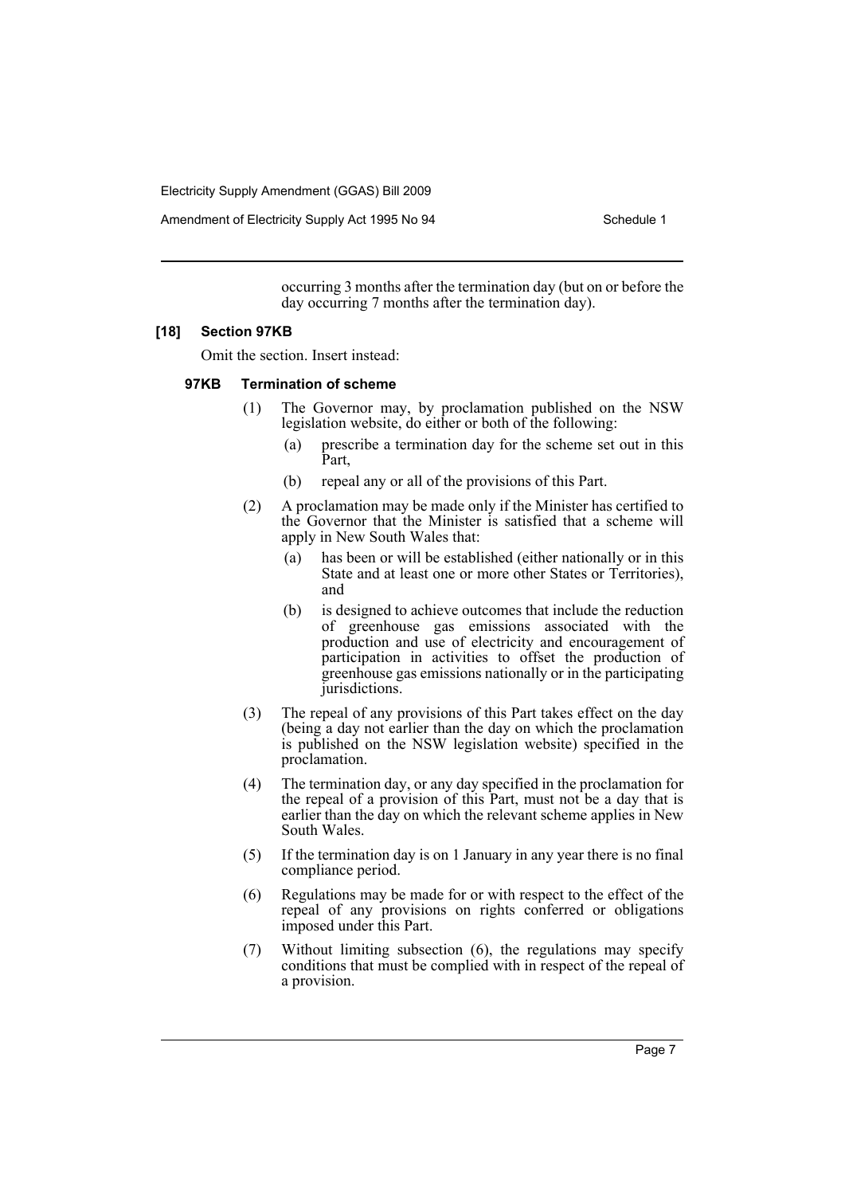occurring 3 months after the termination day (but on or before the day occurring 7 months after the termination day).

**[18] Section 97KB**

Omit the section. Insert instead:

**97KB Termination of scheme**

(1) The Governor may, by proclamation published on the NSW legislation website, do either or both of the following:

(a) prescribe a termination day for the scheme set out in this Part,

(b) repeal any or all of the provisions of this Part.

(2) A proclamation may be made only if the Minister has certified to the Governor that the Minister is satisfied that a scheme will apply in New South Wales that:

(a) has been or will be established (either nationally or in this State and at least one or more other States or Territories), and

(b) is designed to achieve outcomes that include the reduction of greenhouse gas emissions associated with the production and use of electricity and encouragement of participation in activities to offset the production of greenhouse gas emissions nationally or in the participating jurisdictions.

(3) The repeal of any provisions of this Part takes effect on the day (being a day not earlier than the day on which the proclamation is published on the NSW legislation website) specified in the proclamation.

(4) The termination day, or any day specified in the proclamation for the repeal of a provision of this Part, must not be a day that is earlier than the day on which the relevant scheme applies in New South Wales.

(5) If the termination day is on 1 January in any year there is no final compliance period.

(6) Regulations may be made for or with respect to the effect of the repeal of any provisions on rights conferred or obligations imposed under this Part.

(7) Without limiting subsection (6), the regulations may specify conditions that must be complied with in respect of the repeal of a provision.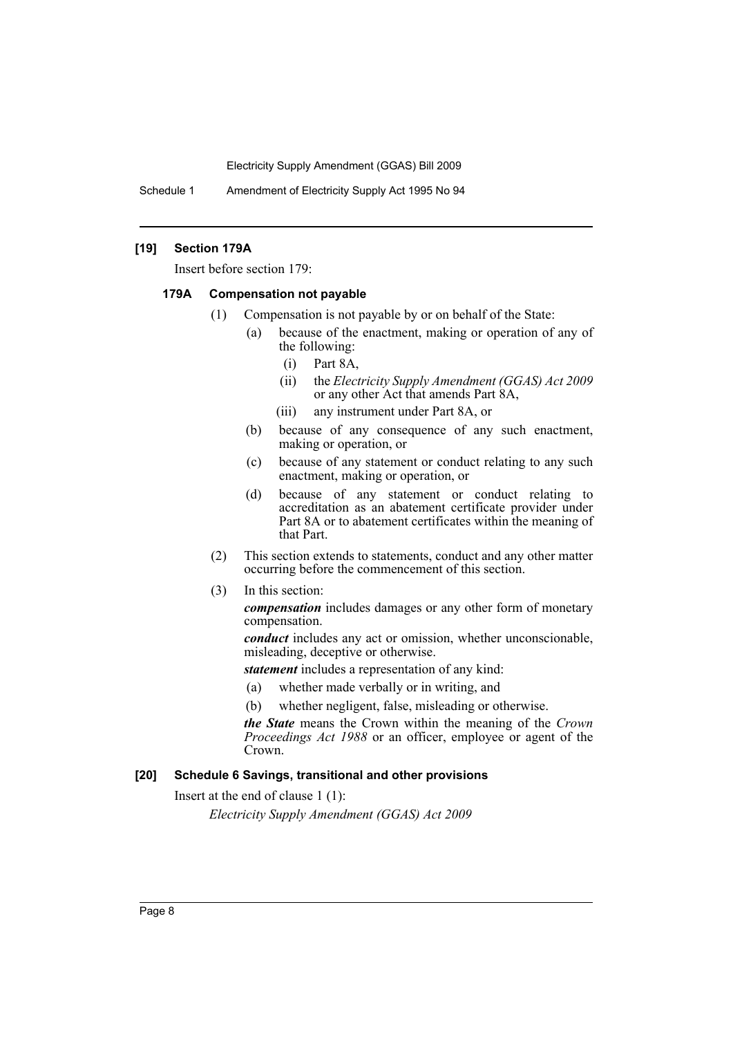#### [19] Section 179A

Insert before section 179:

##### 179A Compensation not payable

(1) Compensation is not payable by or on behalf of the State:

- (a) because of the enactment, making or operation of any of the following:
  - (i) Part 8A,
  - (ii) the *Electricity Supply Amendment (GGAS) Act 2009* or any other Act that amends Part 8A,
  - (iii) any instrument under Part 8A, or
- (b) because of any consequence of any such enactment, making or operation, or
- (c) because of any statement or conduct relating to any such enactment, making or operation, or
- (d) because of any statement or conduct relating to accreditation as an abatement certificate provider under Part 8A or to abatement certificates within the meaning of that Part.

(2) This section extends to statements, conduct and any other matter occurring before the commencement of this section.

(3) In this section:

***compensation*** includes damages or any other form of monetary compensation.

***conduct*** includes any act or omission, whether unconscionable, misleading, deceptive or otherwise.

***statement*** includes a representation of any kind:

- (a) whether made verbally or in writing, and
- (b) whether negligent, false, misleading or otherwise.

***the State*** means the Crown within the meaning of the *Crown Proceedings Act 1988* or an officer, employee or agent of the Crown.

#### [20] Schedule 6 Savings, transitional and other provisions

Insert at the end of clause 1 (1):

*Electricity Supply Amendment (GGAS) Act 2009*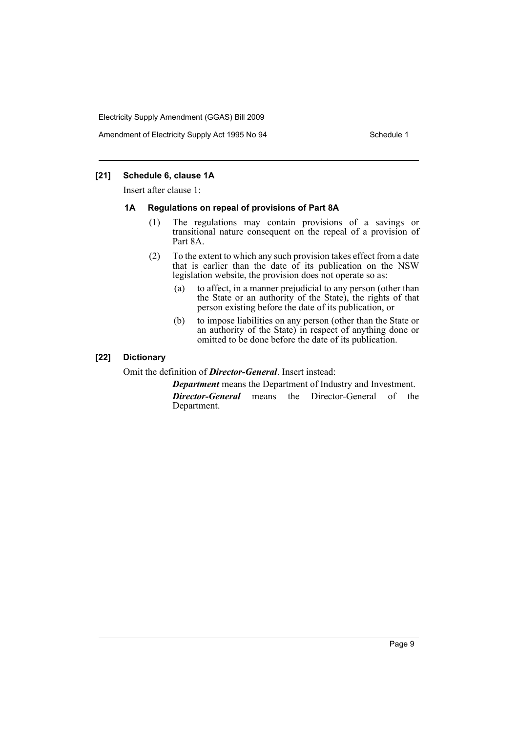### [21] Schedule 6, clause 1A

Insert after clause 1:

#### 1A Regulations on repeal of provisions of Part 8A

(1) The regulations may contain provisions of a savings or transitional nature consequent on the repeal of a provision of Part 8A.

(2) To the extent to which any such provision takes effect from a date that is earlier than the date of its publication on the NSW legislation website, the provision does not operate so as:

(a) to affect, in a manner prejudicial to any person (other than the State or an authority of the State), the rights of that person existing before the date of its publication, or

(b) to impose liabilities on any person (other than the State or an authority of the State) in respect of anything done or omitted to be done before the date of its publication.

### [22] Dictionary

Omit the definition of ***Director-General***. Insert instead:

***Department*** means the Department of Industry and Investment.

***Director-General*** means the Director-General of the Department.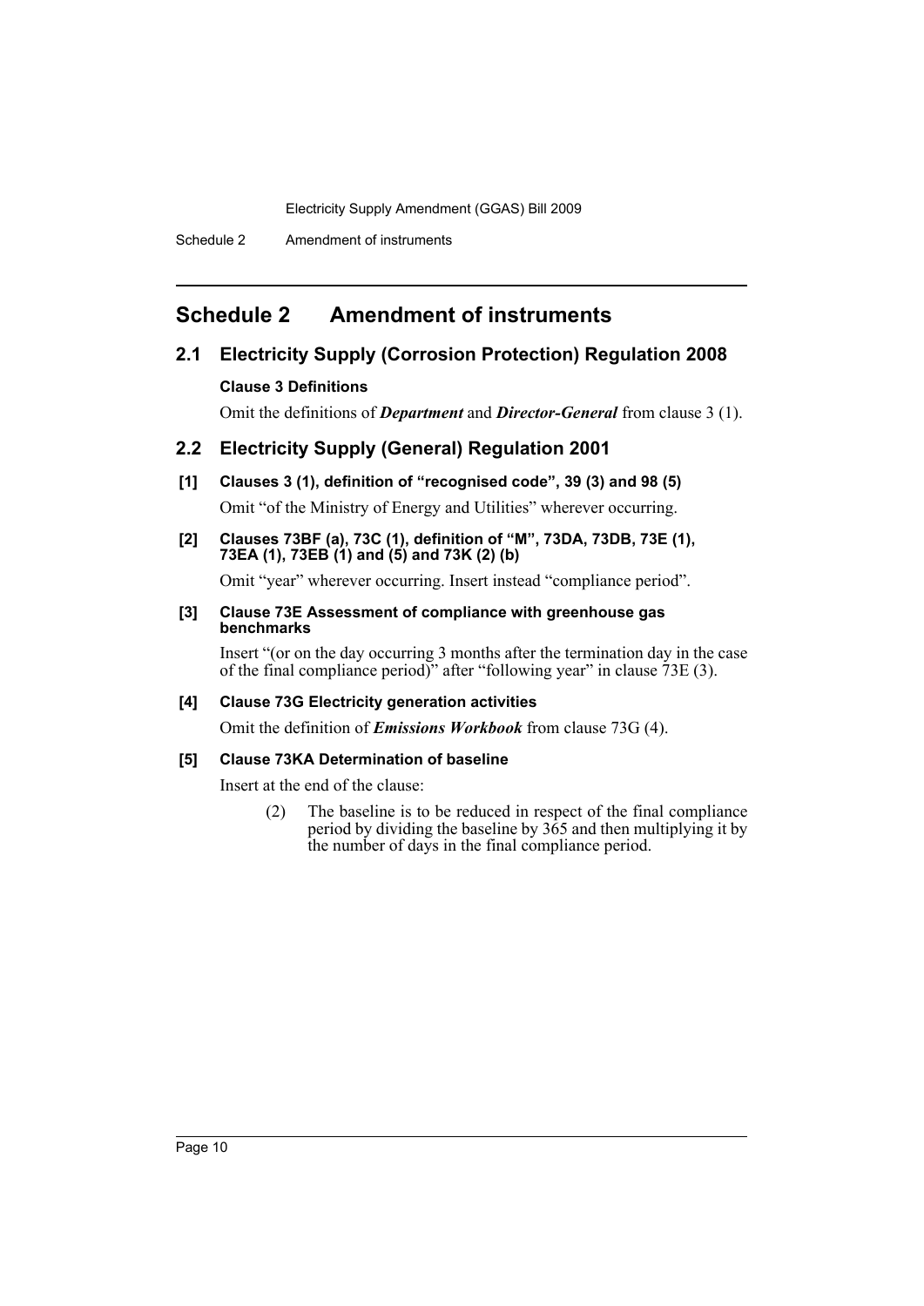# Schedule 2 Amendment of instruments

## 2.1 Electricity Supply (Corrosion Protection) Regulation 2008

### Clause 3 Definitions

Omit the definitions of ***Department*** and ***Director-General*** from clause 3 (1).

## 2.2 Electricity Supply (General) Regulation 2001

**[1] Clauses 3 (1), definition of "recognised code", 39 (3) and 98 (5)**

Omit "of the Ministry of Energy and Utilities" wherever occurring.

**[2] Clauses 73BF (a), 73C (1), definition of "M", 73DA, 73DB, 73E (1), 73EA (1), 73EB (1) and (5) and 73K (2) (b)**

Omit "year" wherever occurring. Insert instead "compliance period".

**[3] Clause 73E Assessment of compliance with greenhouse gas benchmarks**

Insert "(or on the day occurring 3 months after the termination day in the case of the final compliance period)" after "following year" in clause 73E (3).

**[4] Clause 73G Electricity generation activities**

Omit the definition of ***Emissions Workbook*** from clause 73G (4).

**[5] Clause 73KA Determination of baseline**

Insert at the end of the clause:

(2) The baseline is to be reduced in respect of the final compliance period by dividing the baseline by 365 and then multiplying it by the number of days in the final compliance period.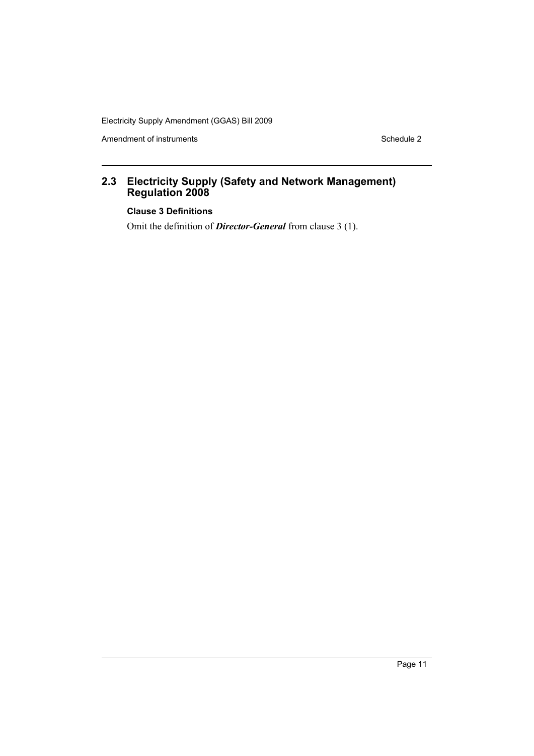## 2.3 Electricity Supply (Safety and Network Management) Regulation 2008

### Clause 3 Definitions

Omit the definition of ***Director-General*** from clause 3 (1).